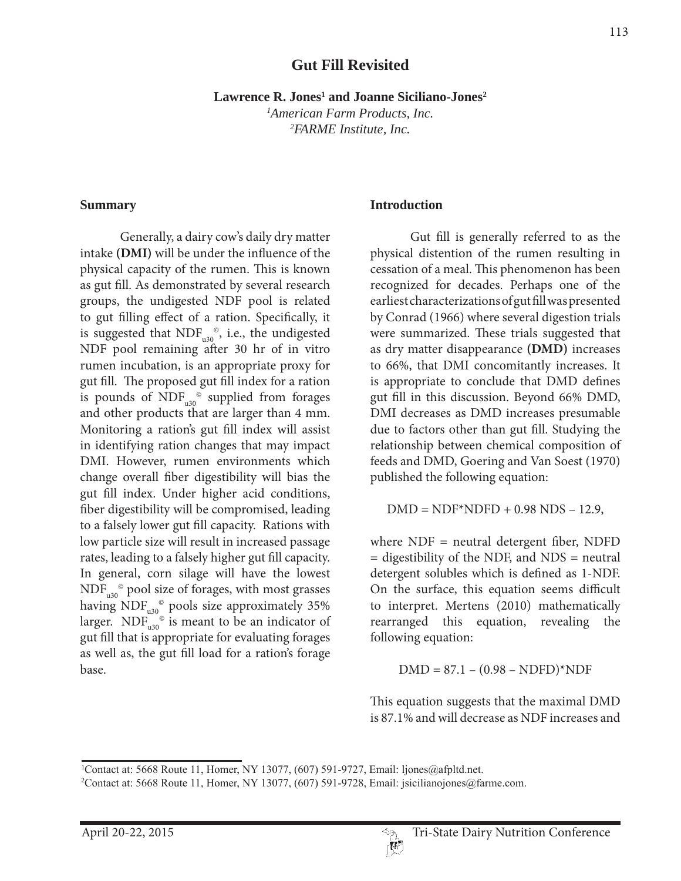# Gut Fill Revisited

**Lawrence R. Jones[1] and Joanne Siciliano-Jones[2]**

*[1]American Farm Products, Inc.*

*[2]FARME Institute, Inc.*

## Summary

Generally, a dairy cow's daily dry matter intake **(DMI)** will be under the influence of the physical capacity of the rumen. This is known as gut fill. As demonstrated by several research groups, the undigested NDF pool is related to gut filling effect of a ration. Specifically, it is suggested that $NDF_{u30}$©, i.e., the undigested NDF pool remaining after 30 hr of in vitro rumen incubation, is an appropriate proxy for gut fill. The proposed gut fill index for a ration is pounds of $NDF_{u30}$© supplied from forages and other products that are larger than 4 mm. Monitoring a ration's gut fill index will assist in identifying ration changes that may impact DMI. However, rumen environments which change overall fiber digestibility will bias the gut fill index. Under higher acid conditions, fiber digestibility will be compromised, leading to a falsely lower gut fill capacity. Rations with low particle size will result in increased passage rates, leading to a falsely higher gut fill capacity. In general, corn silage will have the lowest $NDF_{u30}$© pool size of forages, with most grasses having $NDF_{u30}$© pools size approximately 35% larger. $NDF_{u30}$© is meant to be an indicator of gut fill that is appropriate for evaluating forages as well as, the gut fill load for a ration's forage base.

## Introduction

Gut fill is generally referred to as the physical distention of the rumen resulting in cessation of a meal. This phenomenon has been recognized for decades. Perhaps one of the earliest characterizations of gut fill was presented by Conrad (1966) where several digestion trials were summarized. These trials suggested that as dry matter disappearance **(DMD)** increases to 66%, that DMI concomitantly increases. It is appropriate to conclude that DMD defines gut fill in this discussion. Beyond 66% DMD, DMI decreases as DMD increases presumable due to factors other than gut fill. Studying the relationship between chemical composition of feeds and DMD, Goering and Van Soest (1970) published the following equation:

$$DMD = NDF*NDFD + 0.98\ NDS - 12.9,$$

where NDF = neutral detergent fiber, NDFD = digestibility of the NDF, and NDS = neutral detergent solubles which is defined as 1-NDF. On the surface, this equation seems difficult to interpret. Mertens (2010) mathematically rearranged this equation, revealing the following equation:

$$DMD = 87.1 - (0.98 - NDFD)*NDF$$

This equation suggests that the maximal DMD is 87.1% and will decrease as NDF increases and

[1]Contact at: 5668 Route 11, Homer, NY 13077, (607) 591-9727, Email: ljones@afpltd.net.

[2]Contact at: 5668 Route 11, Homer, NY 13077, (607) 591-9728, Email: jsicilianojones@farme.com.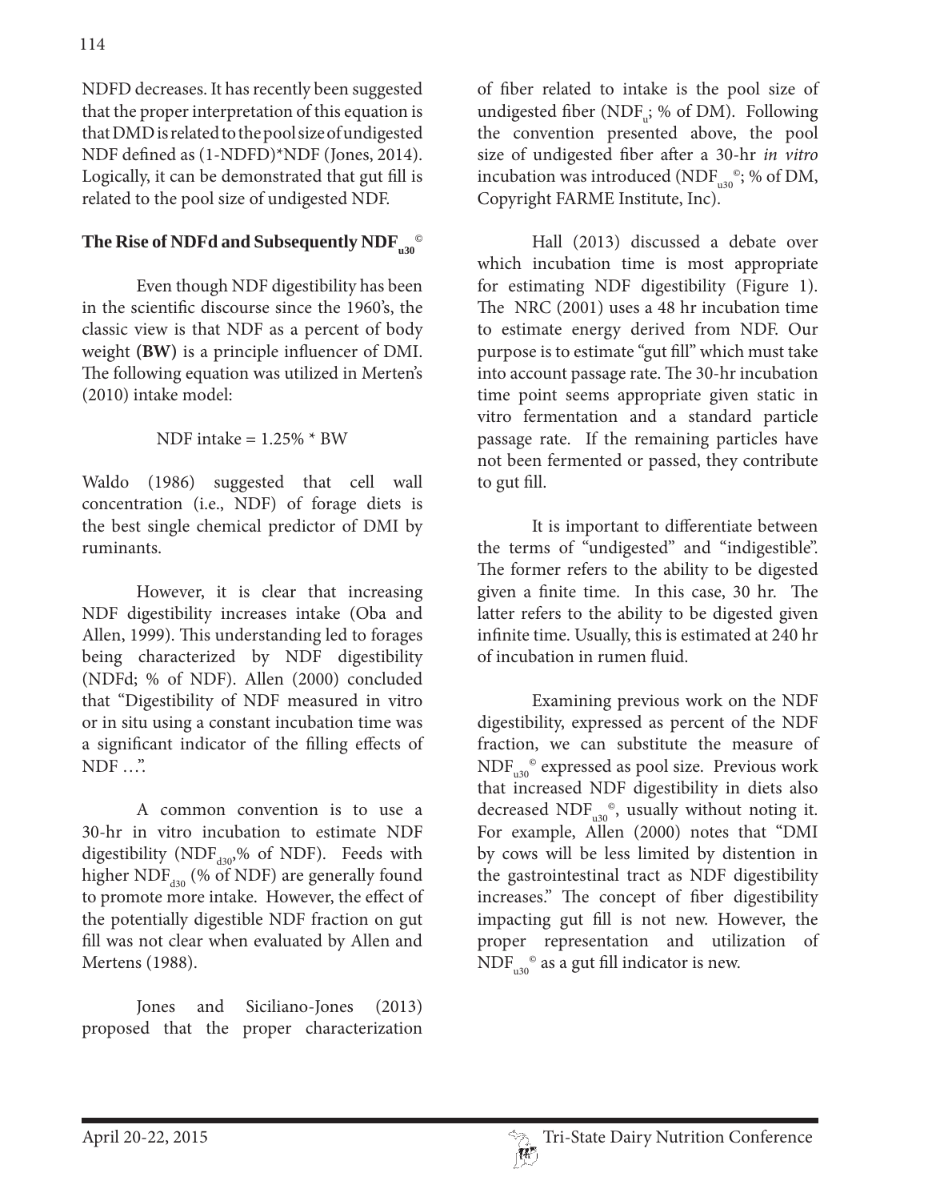NDFD decreases. It has recently been suggested that the proper interpretation of this equation is that DMD is related to the pool size of undigested NDF defined as (1-NDFD)*NDF (Jones, 2014). Logically, it can be demonstrated that gut fill is related to the pool size of undigested NDF.

## The Rise of NDFd and Subsequently $NDF_{u30}$©

Even though NDF digestibility has been in the scientific discourse since the 1960's, the classic view is that NDF as a percent of body weight **(BW)** is a principle influencer of DMI. The following equation was utilized in Merten's (2010) intake model:

$$\text{NDF intake} = 1.25\% * \text{BW}$$

Waldo (1986) suggested that cell wall concentration (i.e., NDF) of forage diets is the best single chemical predictor of DMI by ruminants.

However, it is clear that increasing NDF digestibility increases intake (Oba and Allen, 1999). This understanding led to forages being characterized by NDF digestibility (NDFd; % of NDF). Allen (2000) concluded that "Digestibility of NDF measured in vitro or in situ using a constant incubation time was a significant indicator of the filling effects of NDF …".

A common convention is to use a 30-hr in vitro incubation to estimate NDF digestibility ($NDF_{d30}$,% of NDF). Feeds with higher $NDF_{d30}$ (% of NDF) are generally found to promote more intake. However, the effect of the potentially digestible NDF fraction on gut fill was not clear when evaluated by Allen and Mertens (1988).

Jones and Siciliano-Jones (2013) proposed that the proper characterization of fiber related to intake is the pool size of undigested fiber ($NDF_u$; % of DM). Following the convention presented above, the pool size of undigested fiber after a 30-hr *in vitro* incubation was introduced ($NDF_{u30}$©; % of DM, Copyright FARME Institute, Inc).

Hall (2013) discussed a debate over which incubation time is most appropriate for estimating NDF digestibility (Figure 1). The NRC (2001) uses a 48 hr incubation time to estimate energy derived from NDF. Our purpose is to estimate "gut fill" which must take into account passage rate. The 30-hr incubation time point seems appropriate given static in vitro fermentation and a standard particle passage rate. If the remaining particles have not been fermented or passed, they contribute to gut fill.

It is important to differentiate between the terms of "undigested" and "indigestible". The former refers to the ability to be digested given a finite time. In this case, 30 hr. The latter refers to the ability to be digested given infinite time. Usually, this is estimated at 240 hr of incubation in rumen fluid.

Examining previous work on the NDF digestibility, expressed as percent of the NDF fraction, we can substitute the measure of $NDF_{u30}$© expressed as pool size. Previous work that increased NDF digestibility in diets also decreased $NDF_{u30}$©, usually without noting it. For example, Allen (2000) notes that "DMI by cows will be less limited by distention in the gastrointestinal tract as NDF digestibility increases." The concept of fiber digestibility impacting gut fill is not new. However, the proper representation and utilization of $NDF_{u30}$© as a gut fill indicator is new.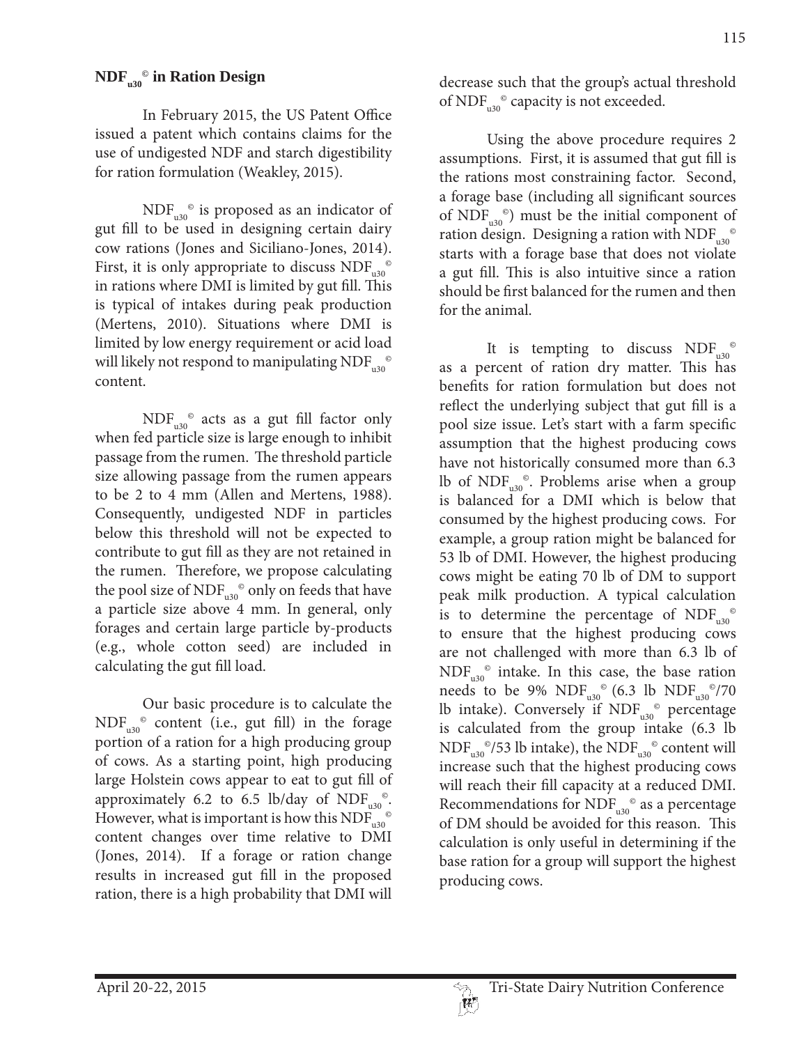## $NDF_{u30}$© in Ration Design

In February 2015, the US Patent Office issued a patent which contains claims for the use of undigested NDF and starch digestibility for ration formulation (Weakley, 2015).

$NDF_{u30}$© is proposed as an indicator of gut fill to be used in designing certain dairy cow rations (Jones and Siciliano-Jones, 2014). First, it is only appropriate to discuss $NDF_{u30}$© in rations where DMI is limited by gut fill. This is typical of intakes during peak production (Mertens, 2010). Situations where DMI is limited by low energy requirement or acid load will likely not respond to manipulating $NDF_{u30}$© content.

$NDF_{u30}$© acts as a gut fill factor only when fed particle size is large enough to inhibit passage from the rumen. The threshold particle size allowing passage from the rumen appears to be 2 to 4 mm (Allen and Mertens, 1988). Consequently, undigested NDF in particles below this threshold will not be expected to contribute to gut fill as they are not retained in the rumen. Therefore, we propose calculating the pool size of $NDF_{u30}$© only on feeds that have a particle size above 4 mm. In general, only forages and certain large particle by-products (e.g., whole cotton seed) are included in calculating the gut fill load.

Our basic procedure is to calculate the $NDF_{u30}$© content (i.e., gut fill) in the forage portion of a ration for a high producing group of cows. As a starting point, high producing large Holstein cows appear to eat to gut fill of approximately 6.2 to 6.5 lb/day of $NDF_{u30}$©. However, what is important is how this $NDF_{u30}$© content changes over time relative to DMI (Jones, 2014). If a forage or ration change results in increased gut fill in the proposed ration, there is a high probability that DMI will decrease such that the group's actual threshold of $NDF_{u30}$© capacity is not exceeded.

Using the above procedure requires 2 assumptions. First, it is assumed that gut fill is the rations most constraining factor. Second, a forage base (including all significant sources of $NDF_{u30}$©) must be the initial component of ration design. Designing a ration with $NDF_{u30}$© starts with a forage base that does not violate a gut fill. This is also intuitive since a ration should be first balanced for the rumen and then for the animal.

It is tempting to discuss $NDF_{u30}$© as a percent of ration dry matter. This has benefits for ration formulation but does not reflect the underlying subject that gut fill is a pool size issue. Let's start with a farm specific assumption that the highest producing cows have not historically consumed more than 6.3 lb of $NDF_{u30}$©. Problems arise when a group is balanced for a DMI which is below that consumed by the highest producing cows. For example, a group ration might be balanced for 53 lb of DMI. However, the highest producing cows might be eating 70 lb of DM to support peak milk production. A typical calculation is to determine the percentage of $NDF_{u30}$© to ensure that the highest producing cows are not challenged with more than 6.3 lb of $NDF_{u30}$© intake. In this case, the base ration needs to be 9% $NDF_{u30}$© (6.3 lb $NDF_{u30}$©/70 lb intake). Conversely if $NDF_{u30}$© percentage is calculated from the group intake (6.3 lb $NDF_{u30}$©/53 lb intake), the $NDF_{u30}$© content will increase such that the highest producing cows will reach their fill capacity at a reduced DMI. Recommendations for $NDF_{u30}$© as a percentage of DM should be avoided for this reason. This calculation is only useful in determining if the base ration for a group will support the highest producing cows.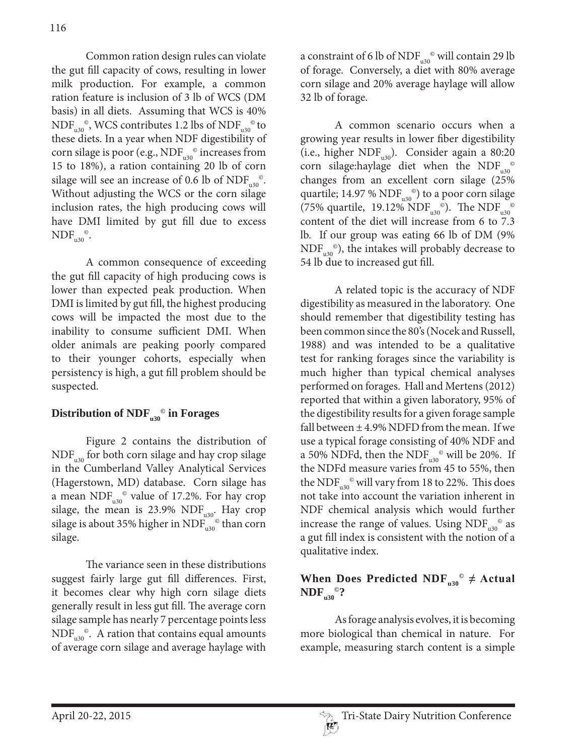Common ration design rules can violate the gut fill capacity of cows, resulting in lower milk production. For example, a common ration feature is inclusion of 3 lb of WCS (DM basis) in all diets. Assuming that WCS is 40% $NDF_{u30}$©, WCS contributes 1.2 lbs of $NDF_{u30}$© to these diets. In a year when NDF digestibility of corn silage is poor (e.g., $NDF_{u30}$© increases from 15 to 18%), a ration containing 20 lb of corn silage will see an increase of 0.6 lb of $NDF_{u30}$©. Without adjusting the WCS or the corn silage inclusion rates, the high producing cows will have DMI limited by gut fill due to excess $NDF_{u30}$©.

A common consequence of exceeding the gut fill capacity of high producing cows is lower than expected peak production. When DMI is limited by gut fill, the highest producing cows will be impacted the most due to the inability to consume sufficient DMI. When older animals are peaking poorly compared to their younger cohorts, especially when persistency is high, a gut fill problem should be suspected.

## Distribution of $NDF_{u30}$© in Forages

Figure 2 contains the distribution of $NDF_{u30}$ for both corn silage and hay crop silage in the Cumberland Valley Analytical Services (Hagerstown, MD) database. Corn silage has a mean $NDF_{u30}$© value of 17.2%. For hay crop silage, the mean is 23.9% $NDF_{u30}$. Hay crop silage is about 35% higher in $NDF_{u30}$© than corn silage.

The variance seen in these distributions suggest fairly large gut fill differences. First, it becomes clear why high corn silage diets generally result in less gut fill. The average corn silage sample has nearly 7 percentage points less $NDF_{u30}$©. A ration that contains equal amounts of average corn silage and average haylage with a constraint of 6 lb of $NDF_{u30}$© will contain 29 lb of forage. Conversely, a diet with 80% average corn silage and 20% average haylage will allow 32 lb of forage.

A common scenario occurs when a growing year results in lower fiber digestibility (i.e., higher $NDF_{u30}$). Consider again a 80:20 corn silage:haylage diet when the $NDF_{u30}$© changes from an excellent corn silage (25% quartile; 14.97 % $NDF_{u30}$©) to a poor corn silage (75% quartile, 19.12% $NDF_{u30}$©). The $NDF_{u30}$© content of the diet will increase from 6 to 7.3 lb. If our group was eating 66 lb of DM (9% $NDF_{u30}$©), the intakes will probably decrease to 54 lb due to increased gut fill.

A related topic is the accuracy of NDF digestibility as measured in the laboratory. One should remember that digestibility testing has been common since the 80's (Nocek and Russell, 1988) and was intended to be a qualitative test for ranking forages since the variability is much higher than typical chemical analyses performed on forages. Hall and Mertens (2012) reported that within a given laboratory, 95% of the digestibility results for a given forage sample fall between ± 4.9% NDFD from the mean. If we use a typical forage consisting of 40% NDF and a 50% NDFd, then the $NDF_{u30}$© will be 20%. If the NDFd measure varies from 45 to 55%, then the $NDF_{u30}$© will vary from 18 to 22%. This does not take into account the variation inherent in NDF chemical analysis which would further increase the range of values. Using $NDF_{u30}$© as a gut fill index is consistent with the notion of a qualitative index.

## When Does Predicted $NDF_{u30}$© ≠ Actual $NDF_{u30}$©?

As forage analysis evolves, it is becoming more biological than chemical in nature. For example, measuring starch content is a simple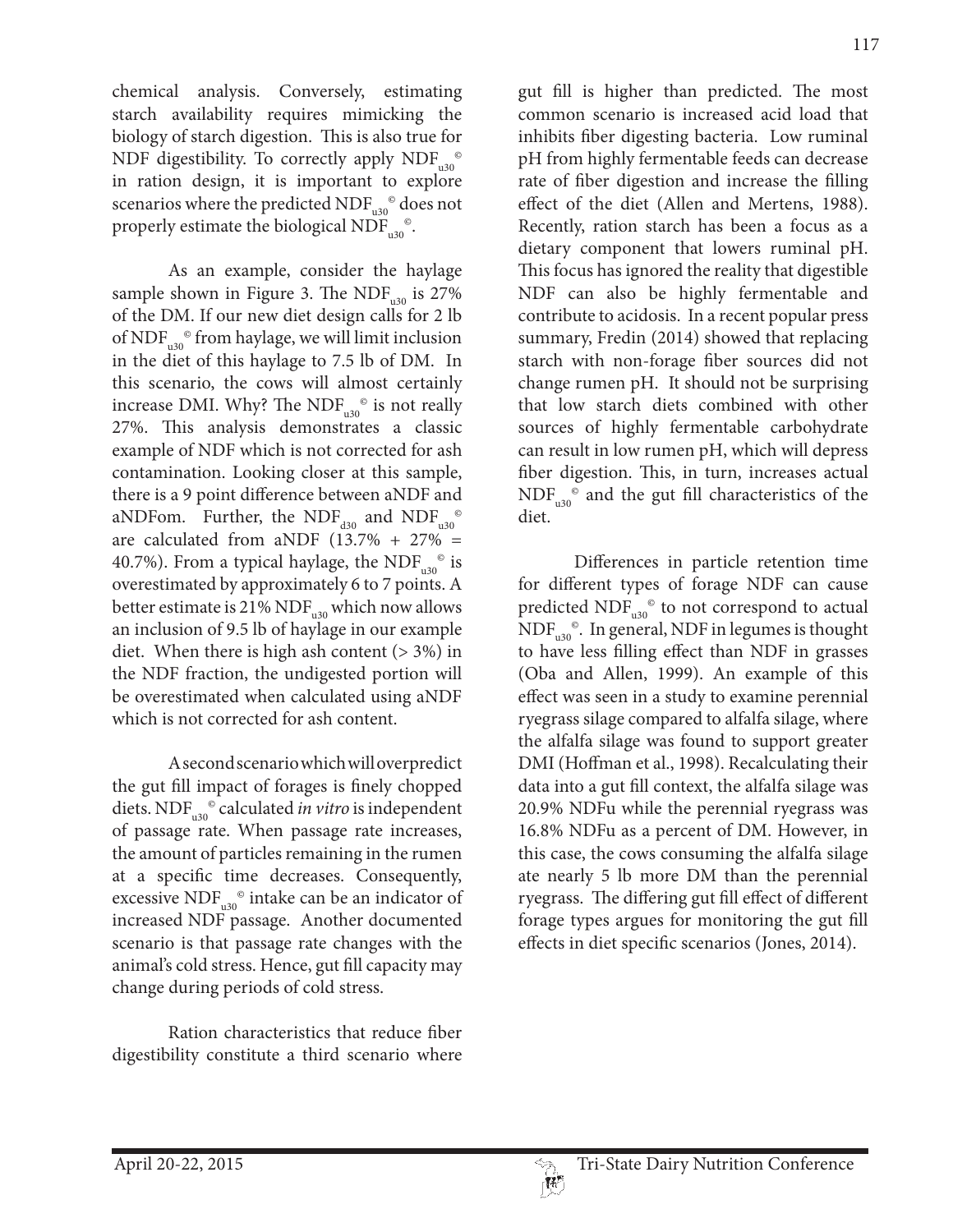chemical analysis. Conversely, estimating starch availability requires mimicking the biology of starch digestion. This is also true for NDF digestibility. To correctly apply $NDF_{u30}$© in ration design, it is important to explore scenarios where the predicted $NDF_{u30}$© does not properly estimate the biological $NDF_{u30}$©.

As an example, consider the haylage sample shown in Figure 3. The $NDF_{u30}$ is 27% of the DM. If our new diet design calls for 2 lb of $NDF_{u30}$© from haylage, we will limit inclusion in the diet of this haylage to 7.5 lb of DM. In this scenario, the cows will almost certainly increase DMI. Why? The $NDF_{u30}$© is not really 27%. This analysis demonstrates a classic example of NDF which is not corrected for ash contamination. Looking closer at this sample, there is a 9 point difference between aNDF and aNDFom. Further, the $NDF_{d30}$ and $NDF_{u30}$© are calculated from aNDF (13.7% + 27% = 40.7%). From a typical haylage, the $NDF_{u30}$© is overestimated by approximately 6 to 7 points. A better estimate is 21% $NDF_{u30}$ which now allows an inclusion of 9.5 lb of haylage in our example diet. When there is high ash content (> 3%) in the NDF fraction, the undigested portion will be overestimated when calculated using aNDF which is not corrected for ash content.

A second scenario which will overpredict the gut fill impact of forages is finely chopped diets. $NDF_{u30}$© calculated *in vitro* is independent of passage rate. When passage rate increases, the amount of particles remaining in the rumen at a specific time decreases. Consequently, excessive $NDF_{u30}$© intake can be an indicator of increased NDF passage. Another documented scenario is that passage rate changes with the animal's cold stress. Hence, gut fill capacity may change during periods of cold stress.

Ration characteristics that reduce fiber digestibility constitute a third scenario where gut fill is higher than predicted. The most common scenario is increased acid load that inhibits fiber digesting bacteria. Low ruminal pH from highly fermentable feeds can decrease rate of fiber digestion and increase the filling effect of the diet (Allen and Mertens, 1988). Recently, ration starch has been a focus as a dietary component that lowers ruminal pH. This focus has ignored the reality that digestible NDF can also be highly fermentable and contribute to acidosis. In a recent popular press summary, Fredin (2014) showed that replacing starch with non-forage fiber sources did not change rumen pH. It should not be surprising that low starch diets combined with other sources of highly fermentable carbohydrate can result in low rumen pH, which will depress fiber digestion. This, in turn, increases actual $NDF_{u30}$© and the gut fill characteristics of the diet.

Differences in particle retention time for different types of forage NDF can cause predicted $NDF_{u30}$© to not correspond to actual $NDF_{u30}$©. In general, NDF in legumes is thought to have less filling effect than NDF in grasses (Oba and Allen, 1999). An example of this effect was seen in a study to examine perennial ryegrass silage compared to alfalfa silage, where the alfalfa silage was found to support greater DMI (Hoffman et al., 1998). Recalculating their data into a gut fill context, the alfalfa silage was 20.9% NDFu while the perennial ryegrass was 16.8% NDFu as a percent of DM. However, in this case, the cows consuming the alfalfa silage ate nearly 5 lb more DM than the perennial ryegrass. The differing gut fill effect of different forage types argues for monitoring the gut fill effects in diet specific scenarios (Jones, 2014).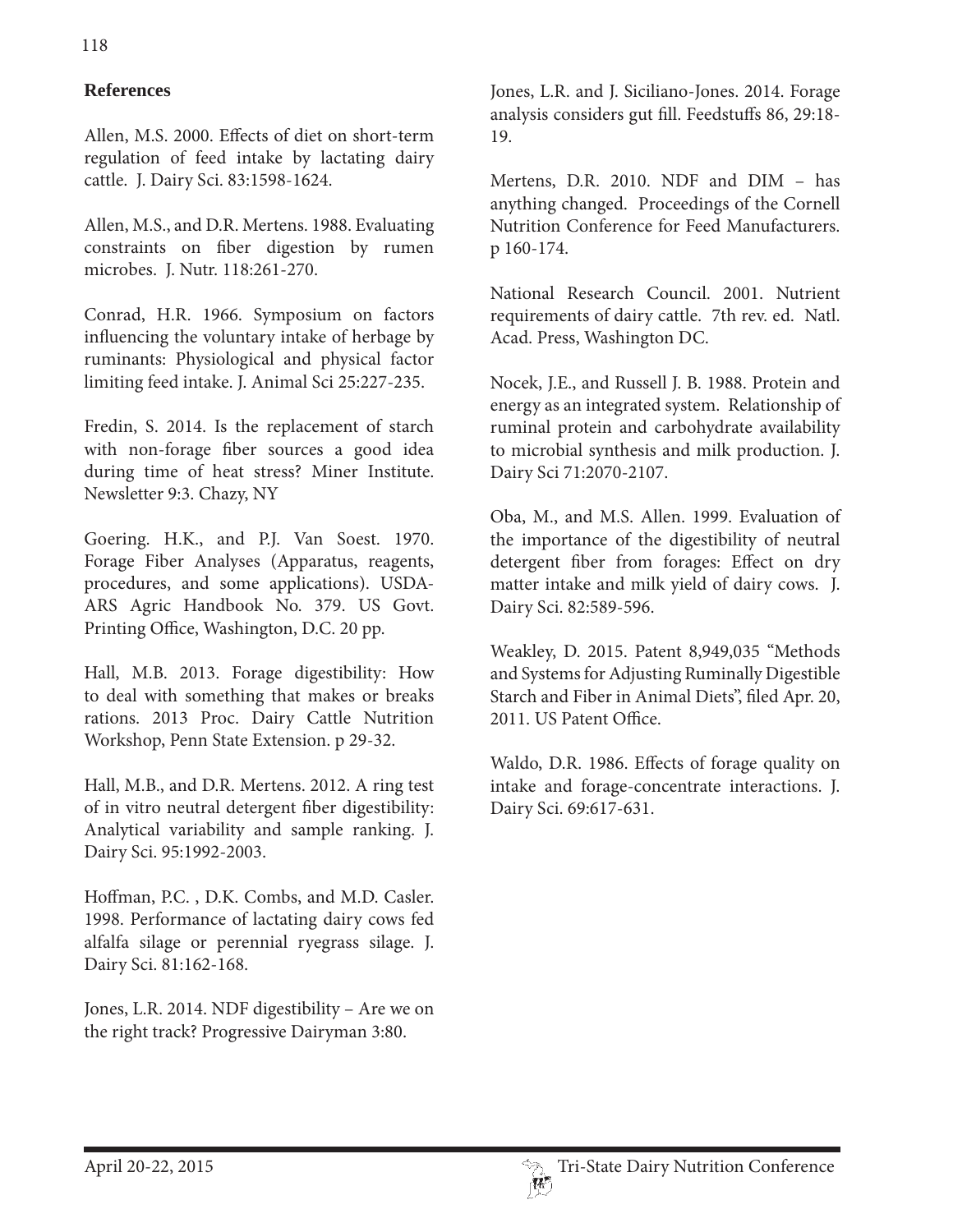## References

Allen, M.S. 2000. Effects of diet on short-term regulation of feed intake by lactating dairy cattle. J. Dairy Sci. 83:1598-1624.

Allen, M.S., and D.R. Mertens. 1988. Evaluating constraints on fiber digestion by rumen microbes. J. Nutr. 118:261-270.

Conrad, H.R. 1966. Symposium on factors influencing the voluntary intake of herbage by ruminants: Physiological and physical factor limiting feed intake. J. Animal Sci 25:227-235.

Fredin, S. 2014. Is the replacement of starch with non-forage fiber sources a good idea during time of heat stress? Miner Institute. Newsletter 9:3. Chazy, NY

Goering. H.K., and P.J. Van Soest. 1970. Forage Fiber Analyses (Apparatus, reagents, procedures, and some applications). USDA-ARS Agric Handbook No. 379. US Govt. Printing Office, Washington, D.C. 20 pp.

Hall, M.B. 2013. Forage digestibility: How to deal with something that makes or breaks rations. 2013 Proc. Dairy Cattle Nutrition Workshop, Penn State Extension. p 29-32.

Hall, M.B., and D.R. Mertens. 2012. A ring test of in vitro neutral detergent fiber digestibility: Analytical variability and sample ranking. J. Dairy Sci. 95:1992-2003.

Hoffman, P.C. , D.K. Combs, and M.D. Casler. 1998. Performance of lactating dairy cows fed alfalfa silage or perennial ryegrass silage. J. Dairy Sci. 81:162-168.

Jones, L.R. 2014. NDF digestibility – Are we on the right track? Progressive Dairyman 3:80.

Jones, L.R. and J. Siciliano-Jones. 2014. Forage analysis considers gut fill. Feedstuffs 86, 29:18-19.

Mertens, D.R. 2010. NDF and DIM – has anything changed. Proceedings of the Cornell Nutrition Conference for Feed Manufacturers. p 160-174.

National Research Council. 2001. Nutrient requirements of dairy cattle. 7th rev. ed. Natl. Acad. Press, Washington DC.

Nocek, J.E., and Russell J. B. 1988. Protein and energy as an integrated system. Relationship of ruminal protein and carbohydrate availability to microbial synthesis and milk production. J. Dairy Sci 71:2070-2107.

Oba, M., and M.S. Allen. 1999. Evaluation of the importance of the digestibility of neutral detergent fiber from forages: Effect on dry matter intake and milk yield of dairy cows. J. Dairy Sci. 82:589-596.

Weakley, D. 2015. Patent 8,949,035 "Methods and Systems for Adjusting Ruminally Digestible Starch and Fiber in Animal Diets", filed Apr. 20, 2011. US Patent Office.

Waldo, D.R. 1986. Effects of forage quality on intake and forage-concentrate interactions. J. Dairy Sci. 69:617-631.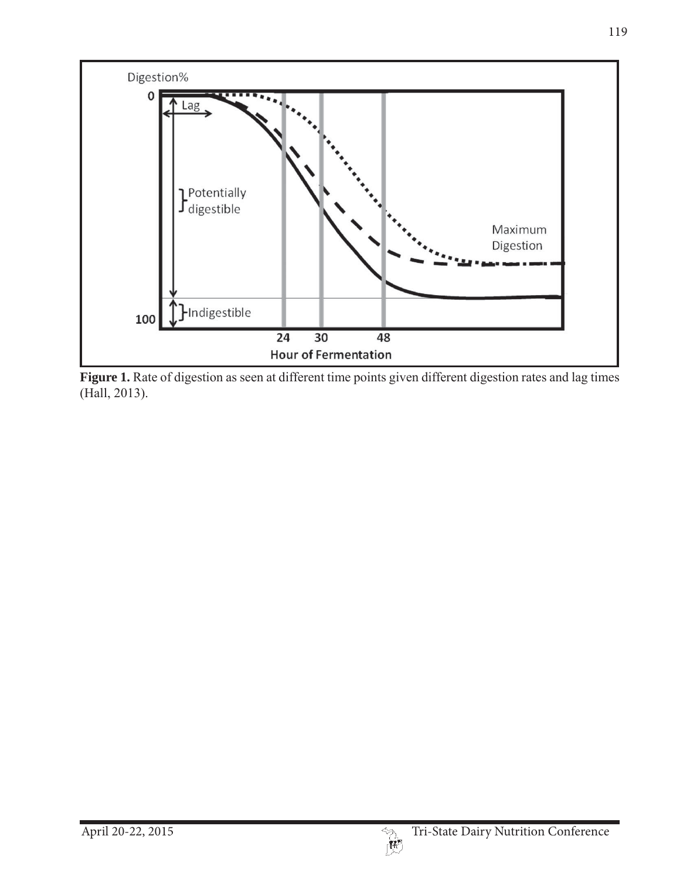**Figure 1.** Rate of digestion as seen at different time points given different digestion rates and lag times (Hall, 2013).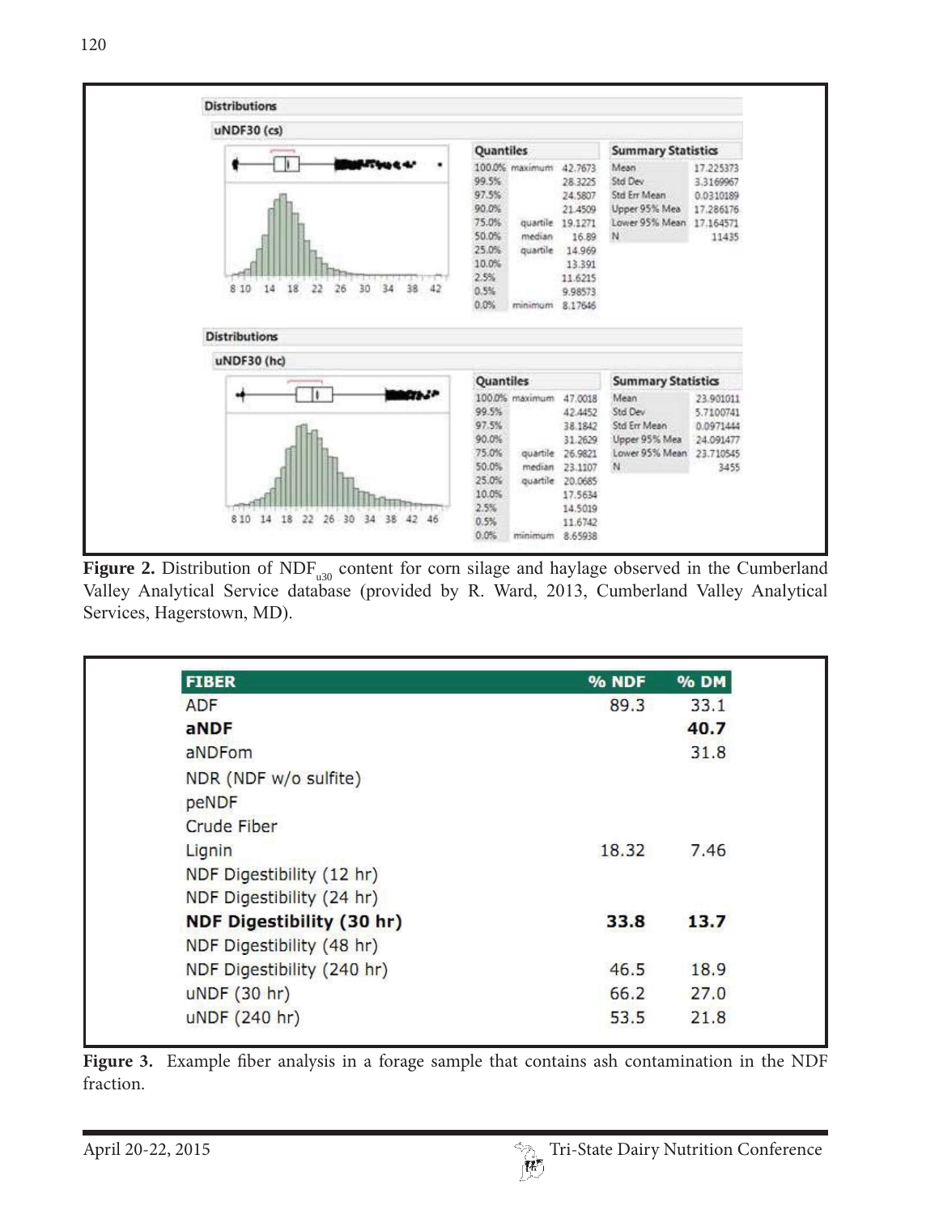Distributions

uNDF30 (cs)

8 10 14 18 22 26 30 34 38 42

Quantiles

100.0% maximum 42.7673
99.5% 28.3225
97.5% 24.5807
90.0% 21.4509
75.0% quartile 19.1271
50.0% median 16.89
25.0% quartile 14.969
10.0% 13.391
2.5% 11.6215
0.5% 9.98573
0.0% minimum 8.17646

Summary Statistics

Mean 17.225373
Std Dev 3.3169967
Std Err Mean 0.0310189
Upper 95% Mea 17.286176
Lower 95% Mean 17.164571
N 11435

Distributions

uNDF30 (hc)

8 10 14 18 22 26 30 34 38 42 46

Quantiles

100.0% maximum 47.0018
99.5% 42.4452
97.5% 38.1842
90.0% 31.2629
75.0% quartile 26.9821
50.0% median 23.1107
25.0% quartile 20.0685
10.0% 17.5634
2.5% 14.5019
0.5% 11.6742
0.0% minimum 8.65938

Summary Statistics

Mean 23.901011
Std Dev 5.7100741
Std Err Mean 0.0971444
Upper 95% Mea 24.091477
Lower 95% Mean 23.710545
N 3455

**Figure 2.** Distribution of $NDF_{u30}$ content for corn silage and haylage observed in the Cumberland Valley Analytical Service database (provided by R. Ward, 2013, Cumberland Valley Analytical Services, Hagerstown, MD).

| FIBER | % NDF | % DM |
|---|---|---|
| ADF | 89.3 | 33.1 |
| **aNDF** | | **40.7** |
| aNDFom | | 31.8 |
| NDR (NDF w/o sulfite) | | |
| peNDF | | |
| Crude Fiber | | |
| Lignin | 18.32 | 7.46 |
| NDF Digestibility (12 hr) | | |
| NDF Digestibility (24 hr) | | |
| **NDF Digestibility (30 hr)** | **33.8** | **13.7** |
| NDF Digestibility (48 hr) | | |
| NDF Digestibility (240 hr) | 46.5 | 18.9 |
| uNDF (30 hr) | 66.2 | 27.0 |
| uNDF (240 hr) | 53.5 | 21.8 |

**Figure 3.** Example fiber analysis in a forage sample that contains ash contamination in the NDF fraction.